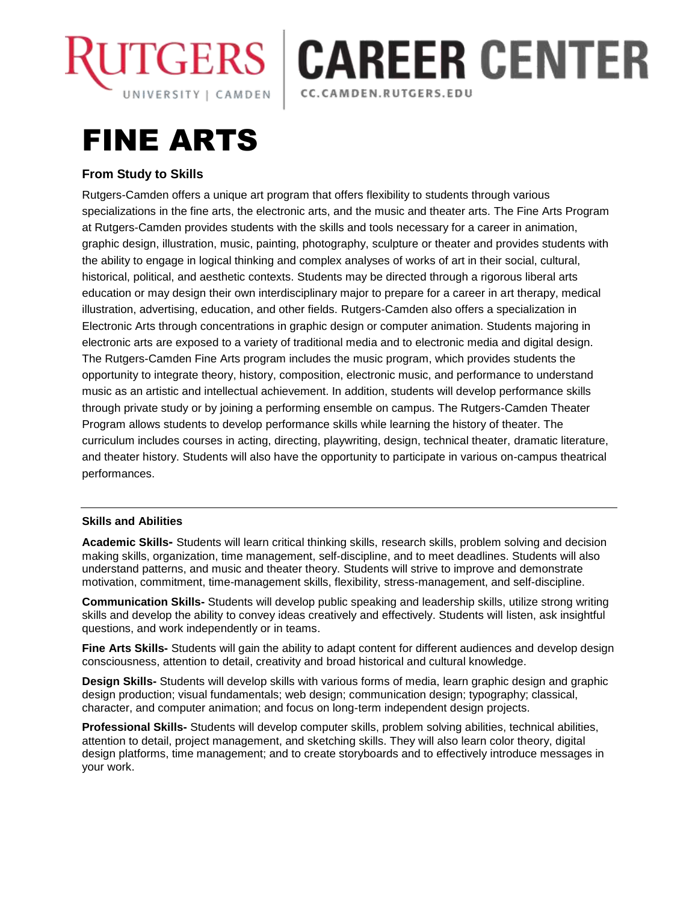# FINE ARTS

### From Study to Skills

Rutgers-Camden offers a unique art program that offers flexibility to students through various specializations in the fine arts, the electronic arts, and the music and theater arts. The Fine Arts Program at Rutgers-Camden provides students with the skills and tools necessary for a career in animation, graphic design, illustration, music, painting, photography, sculpture or theater and provides students with the ability to engage in logical thinking and complex analyses of works of art in their social, cultural, historical, political, and aesthetic contexts. Students may be directed through a rigorous liberal arts education or may design their own interdisciplinary major to prepare for a career in art therapy, medical illustration, advertising, education, and other fields. Rutgers-Camden also offers a specialization in Electronic Arts through concentrations in graphic design or computer animation. Students majoring in electronic arts are exposed to a variety of traditional media and to electronic media and digital design. The Rutgers-Camden Fine Arts program includes the music program, which provides students the opportunity to integrate theory, history, composition, electronic music, and performance to understand music as an artistic and intellectual achievement. In addition, students will develop performance skills through private study or by joining a performing ensemble on campus. The Rutgers-Camden Theater Program allows students to develop performance skills while learning the history of theater. The curriculum includes courses in acting, directing, playwriting, design, technical theater, dramatic literature, and theater history. Students will also have the opportunity to participate in various on-campus theatrical performances.

---

### Skills and Abilities

**Academic Skills-** Students will learn critical thinking skills, research skills, problem solving and decision making skills, organization, time management, self-discipline, and to meet deadlines. Students will also understand patterns, and music and theater theory. Students will strive to improve and demonstrate motivation, commitment, time-management skills, flexibility, stress-management, and self-discipline.

**Communication Skills-** Students will develop public speaking and leadership skills, utilize strong writing skills and develop the ability to convey ideas creatively and effectively. Students will listen, ask insightful questions, and work independently or in teams.

**Fine Arts Skills-** Students will gain the ability to adapt content for different audiences and develop design consciousness, attention to detail, creativity and broad historical and cultural knowledge.

**Design Skills-** Students will develop skills with various forms of media, learn graphic design and graphic design production; visual fundamentals; web design; communication design; typography; classical, character, and computer animation; and focus on long-term independent design projects.

**Professional Skills-** Students will develop computer skills, problem solving abilities, technical abilities, attention to detail, project management, and sketching skills. They will also learn color theory, digital design platforms, time management; and to create storyboards and to effectively introduce messages in your work.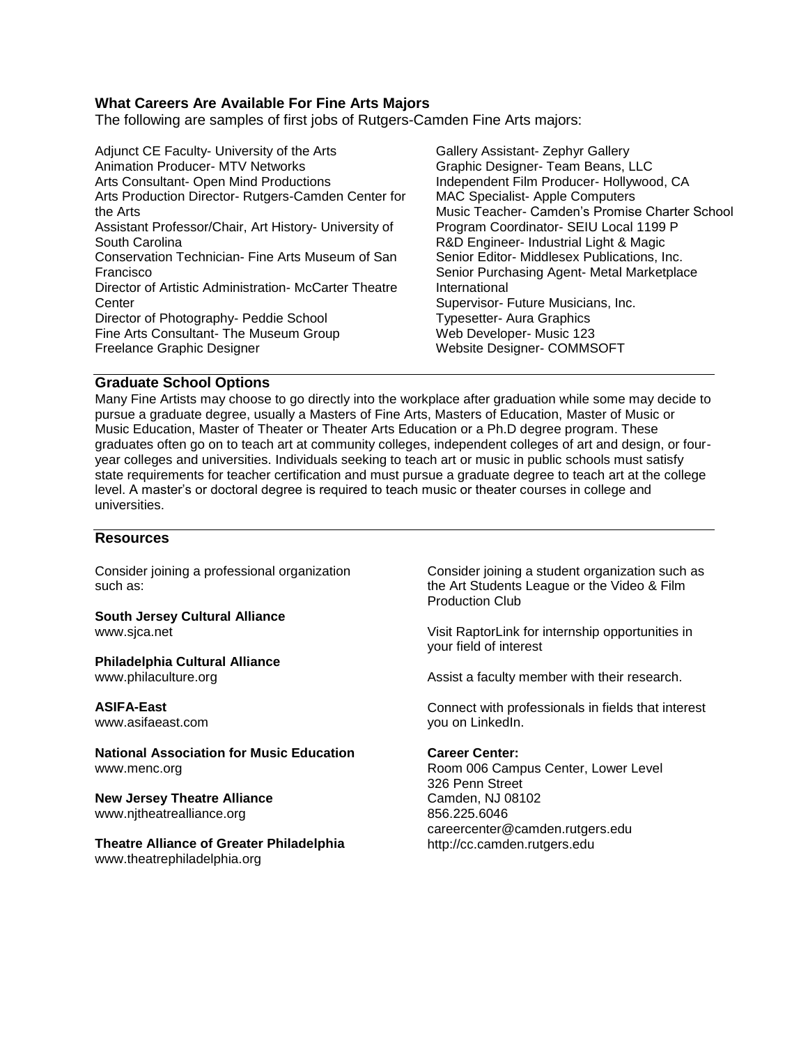## What Careers Are Available For Fine Arts Majors

The following are samples of first jobs of Rutgers-Camden Fine Arts majors:

Adjunct CE Faculty- University of the Arts
Animation Producer- MTV Networks
Arts Consultant- Open Mind Productions
Arts Production Director- Rutgers-Camden Center for the Arts
Assistant Professor/Chair, Art History- University of South Carolina
Conservation Technician- Fine Arts Museum of San Francisco
Director of Artistic Administration- McCarter Theatre Center
Director of Photography- Peddie School
Fine Arts Consultant- The Museum Group
Freelance Graphic Designer
Gallery Assistant- Zephyr Gallery
Graphic Designer- Team Beans, LLC
Independent Film Producer- Hollywood, CA
MAC Specialist- Apple Computers
Music Teacher- Camden's Promise Charter School
Program Coordinator- SEIU Local 1199 P
R&D Engineer- Industrial Light & Magic
Senior Editor- Middlesex Publications, Inc.
Senior Purchasing Agent- Metal Marketplace International
Supervisor- Future Musicians, Inc.
Typesetter- Aura Graphics
Web Developer- Music 123
Website Designer- COMMSOFT

## Graduate School Options

Many Fine Artists may choose to go directly into the workplace after graduation while some may decide to pursue a graduate degree, usually a Masters of Fine Arts, Masters of Education, Master of Music or Music Education, Master of Theater or Theater Arts Education or a Ph.D degree program. These graduates often go on to teach art at community colleges, independent colleges of art and design, or four-year colleges and universities. Individuals seeking to teach art or music in public schools must satisfy state requirements for teacher certification and must pursue a graduate degree to teach art at the college level. A master's or doctoral degree is required to teach music or theater courses in college and universities.

## Resources

Consider joining a professional organization such as:

**South Jersey Cultural Alliance**
www.sjca.net

**Philadelphia Cultural Alliance**
www.philaculture.org

**ASIFA-East**
www.asifaeast.com

**National Association for Music Education**
www.menc.org

**New Jersey Theatre Alliance**
www.njtheatrealliance.org

**Theatre Alliance of Greater Philadelphia**
www.theatrephiladelphia.org

Consider joining a student organization such as the Art Students League or the Video & Film Production Club

Visit RaptorLink for internship opportunities in your field of interest

Assist a faculty member with their research.

Connect with professionals in fields that interest you on LinkedIn.

**Career Center:**
Room 006 Campus Center, Lower Level
326 Penn Street
Camden, NJ 08102
856.225.6046
careercenter@camden.rutgers.edu
http://cc.camden.rutgers.edu